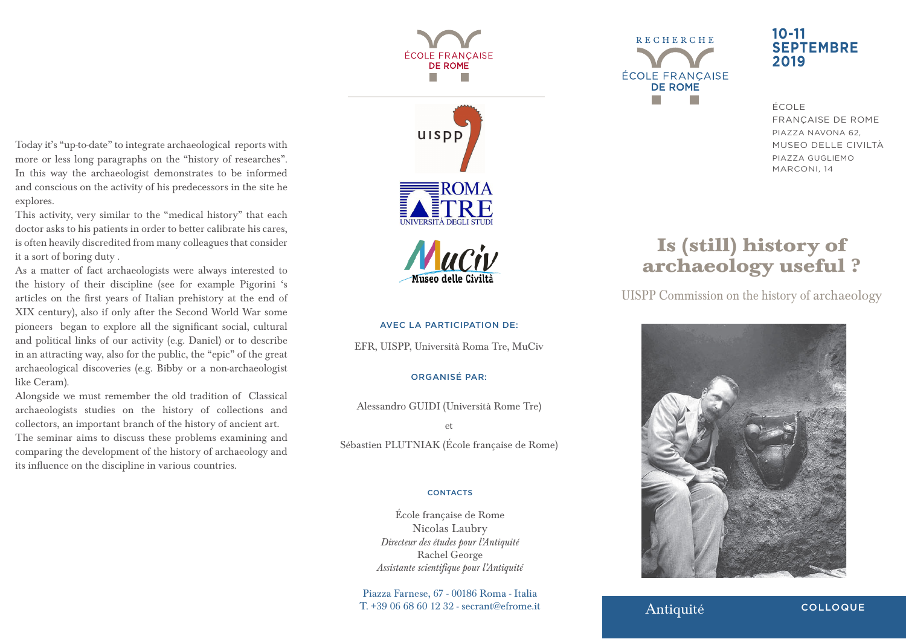# Is (still) history of archaeology useful ?

UISPP Commission on the history of archaeology

**10-11 SEPTEMBRE 2019**

ÉCOLE FRANÇAISE DE ROME
PIAZZA NAVONA 62,
MUSEO DELLE CIVILTÀ
PIAZZA GUGLIEMO MARCONI, 14

RECHERCHE

ÉCOLE FRANÇAISE DE ROME

Antiquité

COLLOQUE

Today it's "up-to-date" to integrate archaeological reports with more or less long paragraphs on the "history of researches". In this way the archaeologist demonstrates to be informed and conscious on the activity of his predecessors in the site he explores.

This activity, very similar to the "medical history" that each doctor asks to his patients in order to better calibrate his cares, is often heavily discredited from many colleagues that consider it a sort of boring duty .

As a matter of fact archaeologists were always interested to the history of their discipline (see for example Pigorini 's articles on the first years of Italian prehistory at the end of XIX century), also if only after the Second World War some pioneers began to explore all the significant social, cultural and political links of our activity (e.g. Daniel) or to describe in an attracting way, also for the public, the "epic" of the great archaeological discoveries (e.g. Bibby or a non-archaeologist like Ceram).

Alongside we must remember the old tradition of Classical archaeologists studies on the history of collections and collectors, an important branch of the history of ancient art.

The seminar aims to discuss these problems examining and comparing the development of the history of archaeology and its influence on the discipline in various countries.

ÉCOLE FRANÇAISE DE ROME

uispp

ROMA TRE UNIVERSITÀ DEGLI STUDI

MuCiv Museo delle Civiltà

AVEC LA PARTICIPATION DE:

EFR, UISPP, Università Roma Tre, MuCiv

ORGANISÉ PAR:

Alessandro GUIDI (Università Rome Tre)

et

Sébastien PLUTNIAK (École française de Rome)

CONTACTS

École française de Rome
Nicolas Laubry
*Directeur des études pour l'Antiquité*
Rachel George
*Assistante scientifique pour l'Antiquité*

Piazza Farnese, 67 - 00186 Roma - Italia
T. +39 06 68 60 12 32 - secrant@efrome.it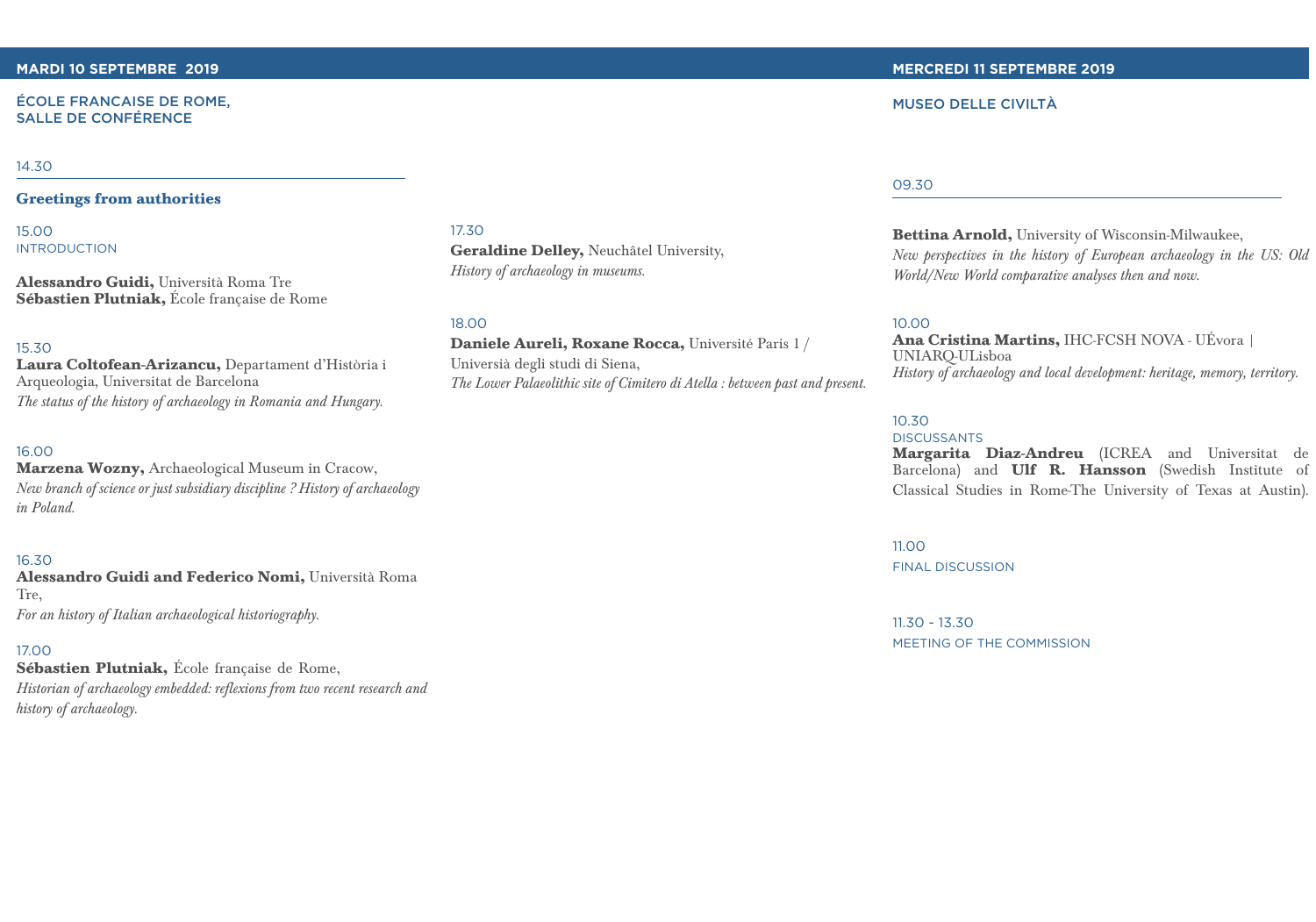## MARDI 10 SEPTEMBRE 2019

### ÉCOLE FRANCAISE DE ROME, SALLE DE CONFÉRENCE

14.30

**Greetings from authorities**

15.00
INTRODUCTION

**Alessandro Guidi,** Università Roma Tre
**Sébastien Plutniak,** École française de Rome

15.30
**Laura Coltofean-Arizancu,** Departament d'Història i Arqueologia, Universitat de Barcelona
*The status of the history of archaeology in Romania and Hungary.*

16.00
**Marzena Wozny,** Archaeological Museum in Cracow,
*New branch of science or just subsidiary discipline ? History of archaeology in Poland.*

16.30
**Alessandro Guidi and Federico Nomi,** Università Roma Tre,
*For an history of Italian archaeological historiography.*

17.00
**Sébastien Plutniak,** École française de Rome,
*Historian of archaeology embedded: reflexions from two recent research and history of archaeology.*

17.30
**Geraldine Delley,** Neuchâtel University,
*History of archaeology in museums.*

18.00
**Daniele Aureli, Roxane Rocca,** Université Paris 1 / Università degli studi di Siena,
*The Lower Palaeolithic site of Cimitero di Atella : between past and present.*

## MERCREDI 11 SEPTEMBRE 2019

### MUSEO DELLE CIVILTÀ

09.30

**Bettina Arnold,** University of Wisconsin-Milwaukee,
*New perspectives in the history of European archaeology in the US: Old World/New World comparative analyses then and now.*

10.00
**Ana Cristina Martins,** IHC-FCSH NOVA - UÉvora | UNIARQ-ULisboa
*History of archaeology and local development: heritage, memory, territory.*

10.30
DISCUSSANTS
**Margarita Diaz-Andreu** (ICREA and Universitat de Barcelona) and **Ulf R. Hansson** (Swedish Institute of Classical Studies in Rome-The University of Texas at Austin).

11.00
FINAL DISCUSSION

11.30 - 13.30
MEETING OF THE COMMISSION